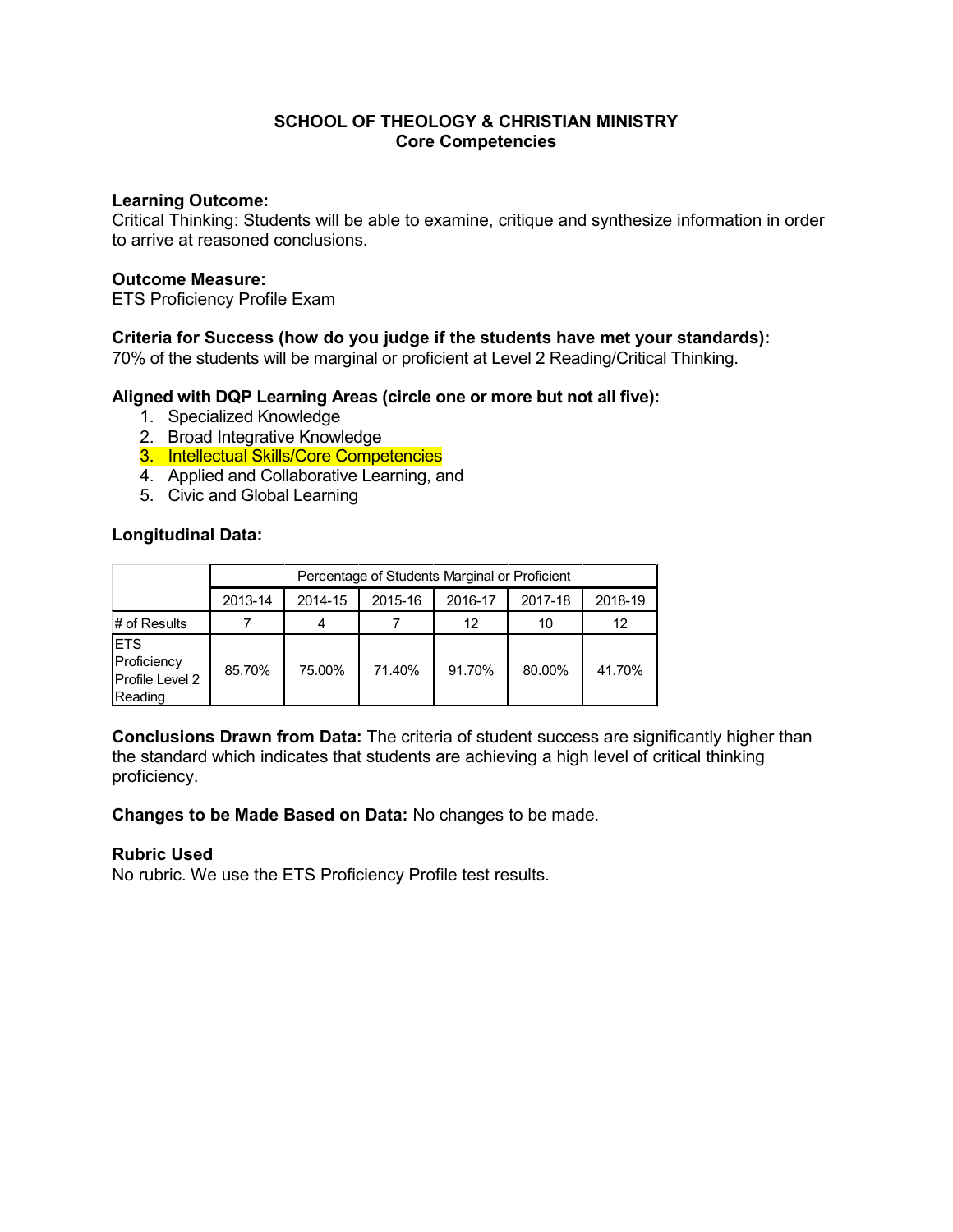# SCHOOL OF THEOLOGY & CHRISTIAN MINISTRY
## Core Competencies

**Learning Outcome:**
Critical Thinking: Students will be able to examine, critique and synthesize information in order to arrive at reasoned conclusions.

**Outcome Measure:**
ETS Proficiency Profile Exam

**Criteria for Success (how do you judge if the students have met your standards):**
70% of the students will be marginal or proficient at Level 2 Reading/Critical Thinking.

**Aligned with DQP Learning Areas (circle one or more but not all five):**

1. Specialized Knowledge
2. Broad Integrative Knowledge
3. Intellectual Skills/Core Competencies
4. Applied and Collaborative Learning, and
5. Civic and Global Learning

**Longitudinal Data:**

| | Percentage of Students Marginal or Proficient | | | | | |
|---|---|---|---|---|---|---|
| | 2013-14 | 2014-15 | 2015-16 | 2016-17 | 2017-18 | 2018-19 |
| # of Results | 7 | 4 | 7 | 12 | 10 | 12 |
| ETS Proficiency Profile Level 2 Reading | 85.70% | 75.00% | 71.40% | 91.70% | 80.00% | 41.70% |

**Conclusions Drawn from Data:** The criteria of student success are significantly higher than the standard which indicates that students are achieving a high level of critical thinking proficiency.

**Changes to be Made Based on Data:** No changes to be made.

**Rubric Used**
No rubric. We use the ETS Proficiency Profile test results.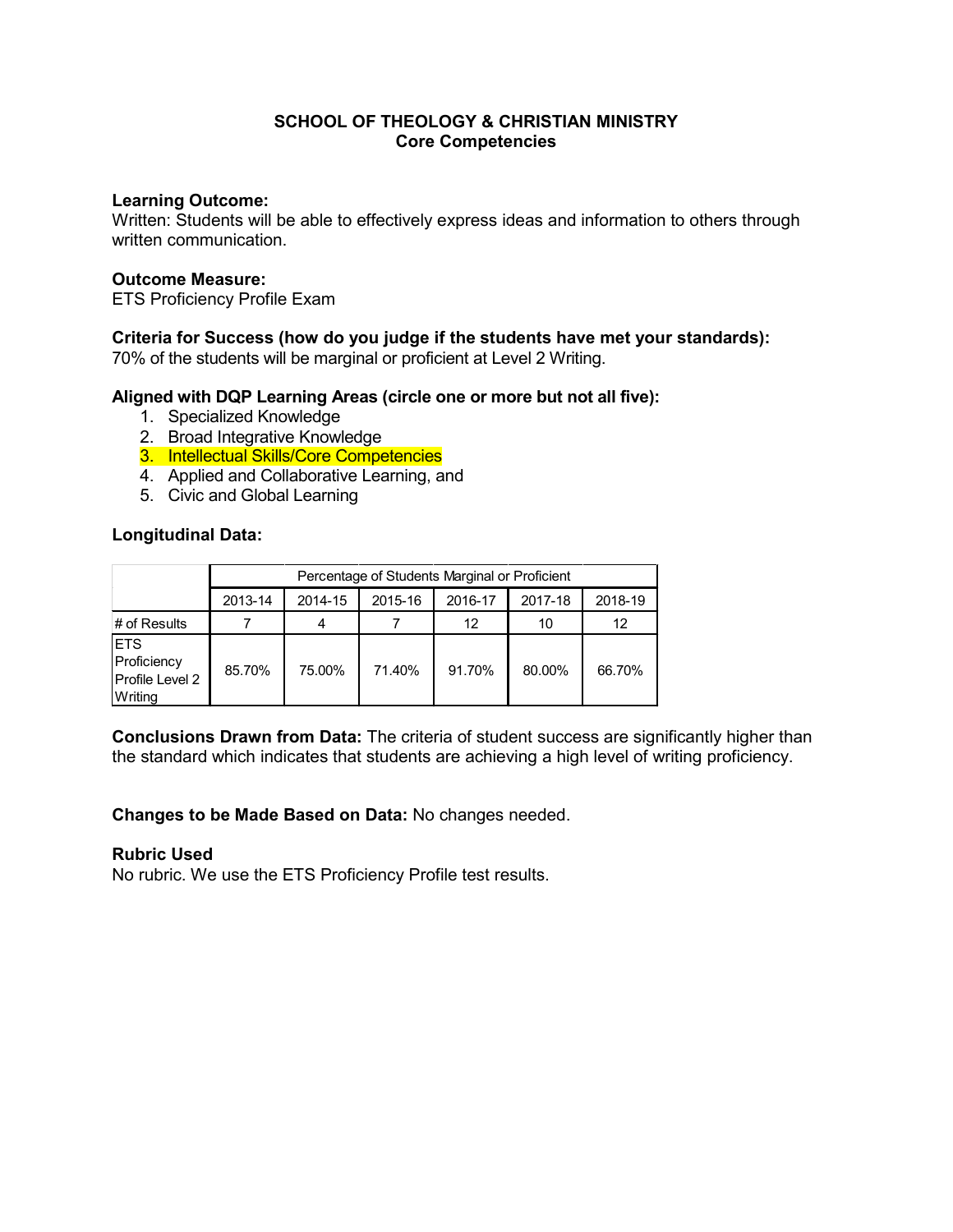**SCHOOL OF THEOLOGY & CHRISTIAN MINISTRY**
**Core Competencies**

**Learning Outcome:**
Written: Students will be able to effectively express ideas and information to others through written communication.

**Outcome Measure:**
ETS Proficiency Profile Exam

**Criteria for Success (how do you judge if the students have met your standards):**
70% of the students will be marginal or proficient at Level 2 Writing.

**Aligned with DQP Learning Areas (circle one or more but not all five):**

1. Specialized Knowledge
2. Broad Integrative Knowledge
3. Intellectual Skills/Core Competencies
4. Applied and Collaborative Learning, and
5. Civic and Global Learning

**Longitudinal Data:**

| | Percentage of Students Marginal or Proficient | | | | | |
|---|---|---|---|---|---|---|
| | 2013-14 | 2014-15 | 2015-16 | 2016-17 | 2017-18 | 2018-19 |
| # of Results | 7 | 4 | 7 | 12 | 10 | 12 |
| ETS Proficiency Profile Level 2 Writing | 85.70% | 75.00% | 71.40% | 91.70% | 80.00% | 66.70% |

**Conclusions Drawn from Data:** The criteria of student success are significantly higher than the standard which indicates that students are achieving a high level of writing proficiency.

**Changes to be Made Based on Data:** No changes needed.

**Rubric Used**
No rubric. We use the ETS Proficiency Profile test results.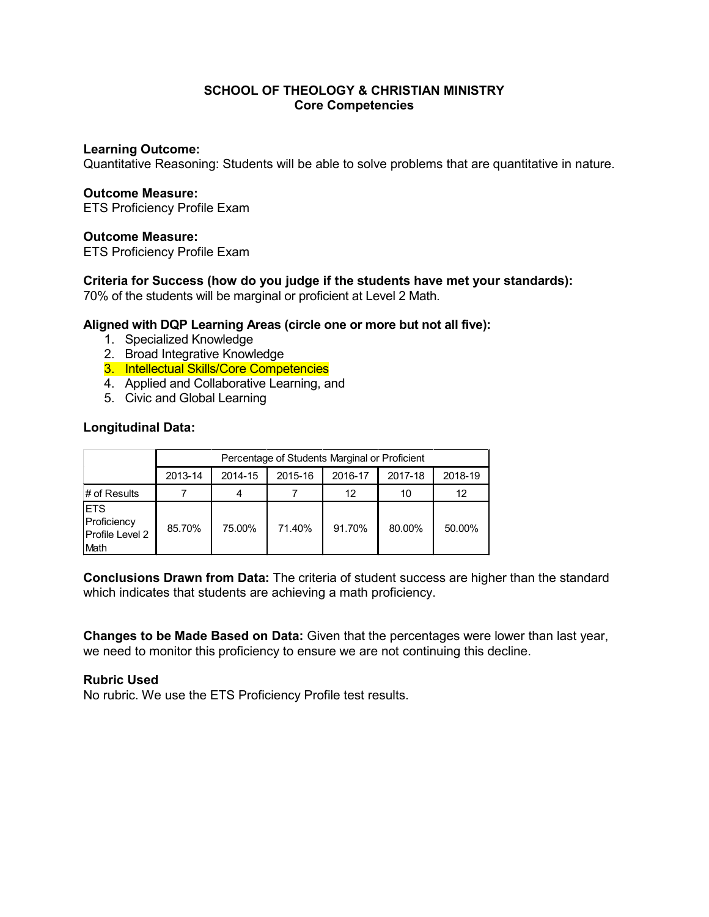**SCHOOL OF THEOLOGY & CHRISTIAN MINISTRY**
**Core Competencies**

**Learning Outcome:**
Quantitative Reasoning: Students will be able to solve problems that are quantitative in nature.

**Outcome Measure:**
ETS Proficiency Profile Exam

**Outcome Measure:**
ETS Proficiency Profile Exam

**Criteria for Success (how do you judge if the students have met your standards):**
70% of the students will be marginal or proficient at Level 2 Math.

**Aligned with DQP Learning Areas (circle one or more but not all five):**
1. Specialized Knowledge
2. Broad Integrative Knowledge
3. Intellectual Skills/Core Competencies
4. Applied and Collaborative Learning, and
5. Civic and Global Learning

**Longitudinal Data:**

| | Percentage of Students Marginal or Proficient | | | | | |
|---|---|---|---|---|---|---|
| | 2013-14 | 2014-15 | 2015-16 | 2016-17 | 2017-18 | 2018-19 |
| # of Results | 7 | 4 | 7 | 12 | 10 | 12 |
| ETS Proficiency Profile Level 2 Math | 85.70% | 75.00% | 71.40% | 91.70% | 80.00% | 50.00% |

**Conclusions Drawn from Data:** The criteria of student success are higher than the standard which indicates that students are achieving a math proficiency.

**Changes to be Made Based on Data:** Given that the percentages were lower than last year, we need to monitor this proficiency to ensure we are not continuing this decline.

**Rubric Used**
No rubric. We use the ETS Proficiency Profile test results.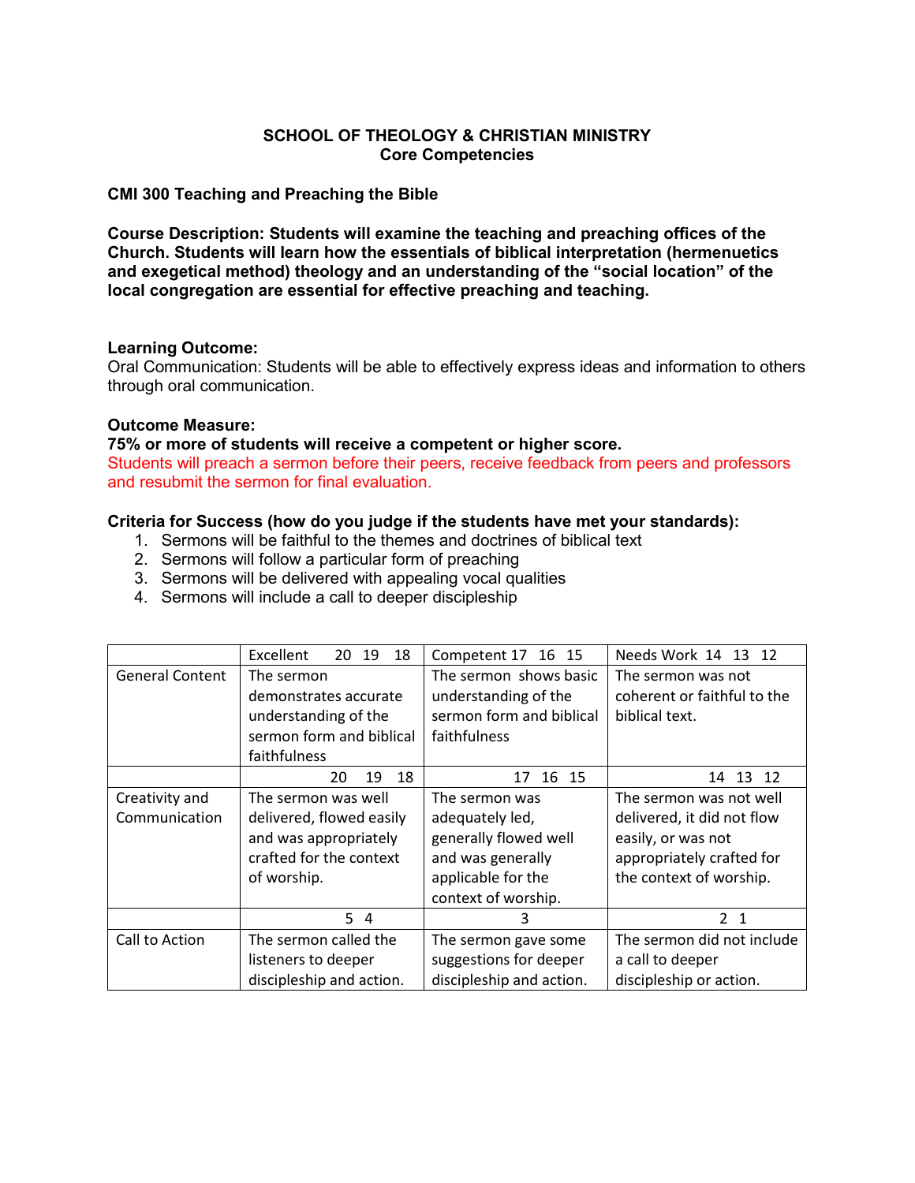**SCHOOL OF THEOLOGY & CHRISTIAN MINISTRY**
**Core Competencies**

**CMI 300 Teaching and Preaching the Bible**

**Course Description: Students will examine the teaching and preaching offices of the Church. Students will learn how the essentials of biblical interpretation (hermeneutics and exegetical method) theology and an understanding of the "social location" of the local congregation are essential for effective preaching and teaching.**

**Learning Outcome:**
Oral Communication: Students will be able to effectively express ideas and information to others through oral communication.

**Outcome Measure:**
**75% or more of students will receive a competent or higher score.**
Students will preach a sermon before their peers, receive feedback from peers and professors and resubmit the sermon for final evaluation.

**Criteria for Success (how do you judge if the students have met your standards):**

1. Sermons will be faithful to the themes and doctrines of biblical text
2. Sermons will follow a particular form of preaching
3. Sermons will be delivered with appealing vocal qualities
4. Sermons will include a call to deeper discipleship

| | Excellent 20 19 18 | Competent 17 16 15 | Needs Work 14 13 12 |
|---|---|---|---|
| General Content | The sermon demonstrates accurate understanding of the sermon form and biblical faithfulness | The sermon shows basic understanding of the sermon form and biblical faithfulness | The sermon was not coherent or faithful to the biblical text. |
| | 20 19 18 | 17 16 15 | 14 13 12 |
| Creativity and Communication | The sermon was well delivered, flowed easily and was appropriately crafted for the context of worship. | The sermon was adequately led, generally flowed well and was generally applicable for the context of worship. | The sermon was not well delivered, it did not flow easily, or was not appropriately crafted for the context of worship. |
| | 5 4 | 3 | 2 1 |
| Call to Action | The sermon called the listeners to deeper discipleship and action. | The sermon gave some suggestions for deeper discipleship and action. | The sermon did not include a call to deeper discipleship or action. |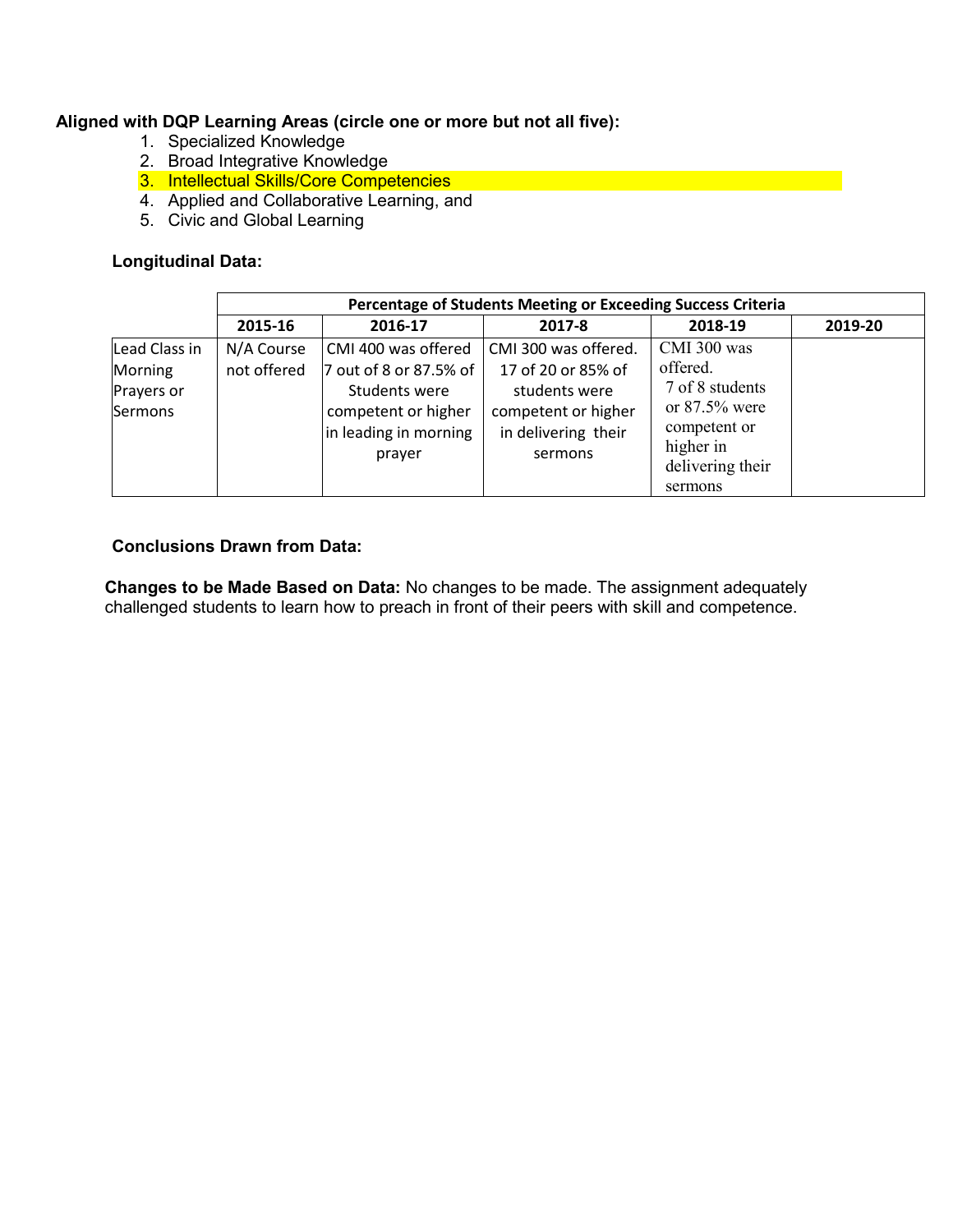**Aligned with DQP Learning Areas (circle one or more but not all five):**

1. Specialized Knowledge
2. Broad Integrative Knowledge
3. Intellectual Skills/Core Competencies
4. Applied and Collaborative Learning, and
5. Civic and Global Learning

**Longitudinal Data:**

| | Percentage of Students Meeting or Exceeding Success Criteria | | | | |
|---|---|---|---|---|---|
| | **2015-16** | **2016-17** | **2017-8** | **2018-19** | **2019-20** |
| Lead Class in Morning Prayers or Sermons | N/A Course not offered | CMI 400 was offered 7 out of 8 or 87.5% of Students were competent or higher in leading in morning prayer | CMI 300 was offered. 17 of 20 or 85% of students were competent or higher in delivering their sermons | CMI 300 was offered. 7 of 8 students or 87.5% were competent or higher in delivering their sermons | |

**Conclusions Drawn from Data:**

**Changes to be Made Based on Data:** No changes to be made. The assignment adequately challenged students to learn how to preach in front of their peers with skill and competence.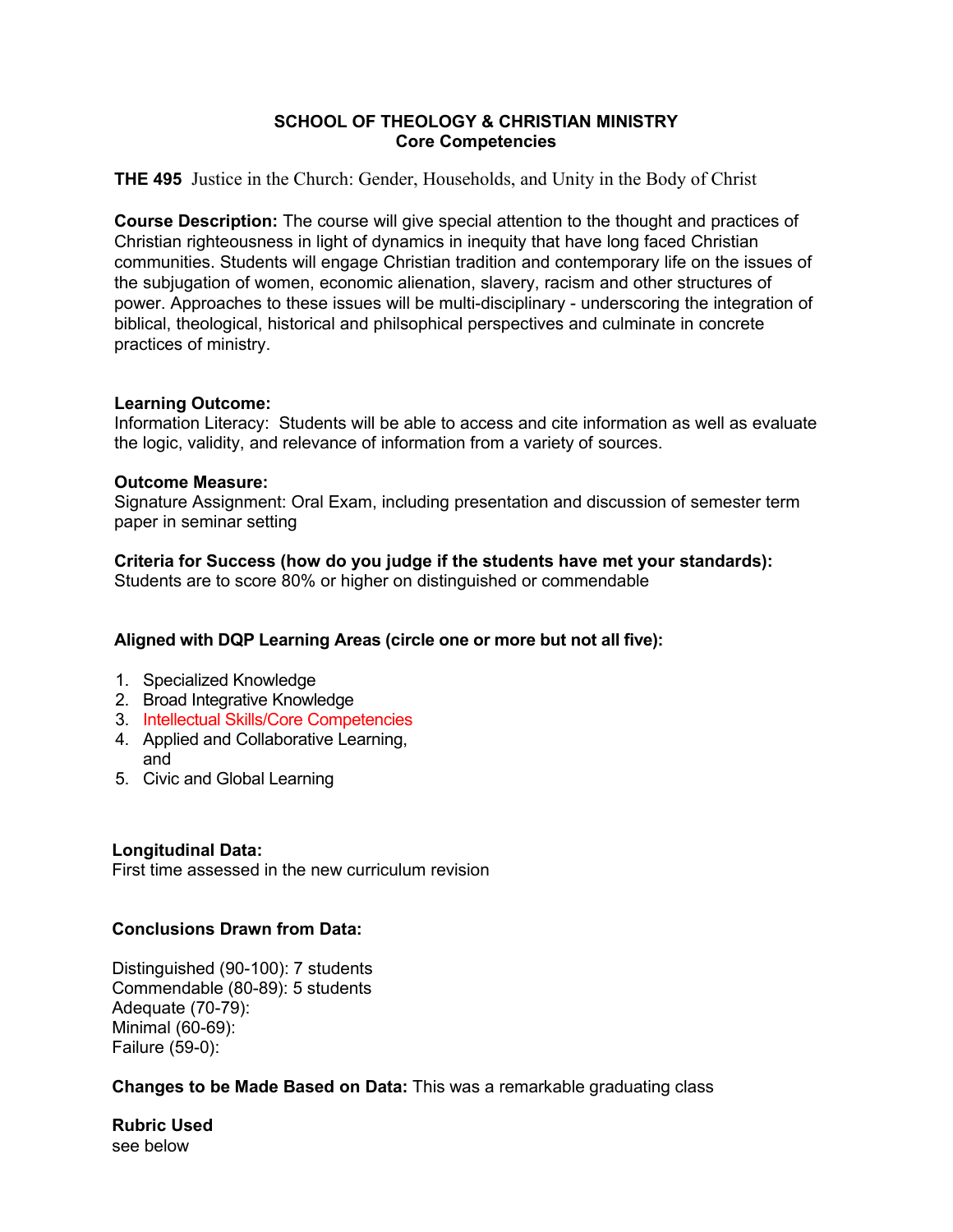**SCHOOL OF THEOLOGY & CHRISTIAN MINISTRY**
**Core Competencies**

**THE 495** Justice in the Church: Gender, Households, and Unity in the Body of Christ

**Course Description:** The course will give special attention to the thought and practices of Christian righteousness in light of dynamics in inequity that have long faced Christian communities. Students will engage Christian tradition and contemporary life on the issues of the subjugation of women, economic alienation, slavery, racism and other structures of power. Approaches to these issues will be multi-disciplinary - underscoring the integration of biblical, theological, historical and philsophical perspectives and culminate in concrete practices of ministry.

**Learning Outcome:**
Information Literacy: Students will be able to access and cite information as well as evaluate the logic, validity, and relevance of information from a variety of sources.

**Outcome Measure:**
Signature Assignment: Oral Exam, including presentation and discussion of semester term paper in seminar setting

**Criteria for Success (how do you judge if the students have met your standards):**
Students are to score 80% or higher on distinguished or commendable

**Aligned with DQP Learning Areas (circle one or more but not all five):**

1. Specialized Knowledge
2. Broad Integrative Knowledge
3. Intellectual Skills/Core Competencies
4. Applied and Collaborative Learning, and
5. Civic and Global Learning

**Longitudinal Data:**
First time assessed in the new curriculum revision

**Conclusions Drawn from Data:**

Distinguished (90-100): 7 students
Commendable (80-89): 5 students
Adequate (70-79):
Minimal (60-69):
Failure (59-0):

**Changes to be Made Based on Data:** This was a remarkable graduating class

**Rubric Used**
see below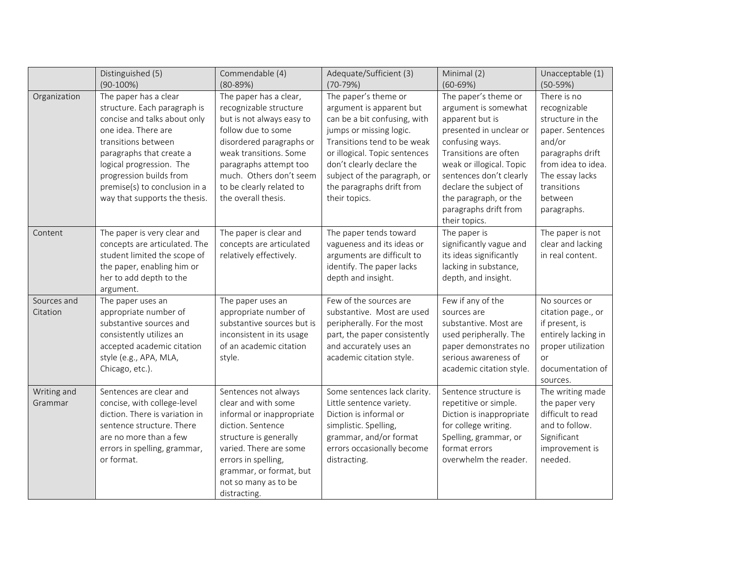| | Distinguished (5) (90-100%) | Commendable (4) (80-89%) | Adequate/Sufficient (3) (70-79%) | Minimal (2) (60-69%) | Unacceptable (1) (50-59%) |
|---|---|---|---|---|---|
| Organization | The paper has a clear structure. Each paragraph is concise and talks about only one idea. There are transitions between paragraphs that create a logical progression. The progression builds from premise(s) to conclusion in a way that supports the thesis. | The paper has a clear, recognizable structure but is not always easy to follow due to some disordered paragraphs or weak transitions. Some paragraphs attempt too much. Others don't seem to be clearly related to the overall thesis. | The paper's theme or argument is apparent but can be a bit confusing, with jumps or missing logic. Transitions tend to be weak or illogical. Topic sentences don't clearly declare the subject of the paragraph, or the paragraphs drift from their topics. | The paper's theme or argument is somewhat apparent but is presented in unclear or confusing ways. Transitions are often weak or illogical. Topic sentences don't clearly declare the subject of the paragraph, or the paragraphs drift from their topics. | There is no recognizable structure in the paper. Sentences and/or paragraphs drift from idea to idea. The essay lacks transitions between paragraphs. |
| Content | The paper is very clear and concepts are articulated. The student limited the scope of the paper, enabling him or her to add depth to the argument. | The paper is clear and concepts are articulated relatively effectively. | The paper tends toward vagueness and its ideas or arguments are difficult to identify. The paper lacks depth and insight. | The paper is significantly vague and its ideas significantly lacking in substance, depth, and insight. | The paper is not clear and lacking in real content. |
| Sources and Citation | The paper uses an appropriate number of substantive sources and consistently utilizes an accepted academic citation style (e.g., APA, MLA, Chicago, etc.). | The paper uses an appropriate number of substantive sources but is inconsistent in its usage of an academic citation style. | Few of the sources are substantive. Most are used peripherally. For the most part, the paper consistently and accurately uses an academic citation style. | Few if any of the sources are substantive. Most are used peripherally. The paper demonstrates no serious awareness of academic citation style. | No sources or citation page., or if present, is entirely lacking in proper utilization or documentation of sources. |
| Writing and Grammar | Sentences are clear and concise, with college-level diction. There is variation in sentence structure. There are no more than a few errors in spelling, grammar, or format. | Sentences not always clear and with some informal or inappropriate diction. Sentence structure is generally varied. There are some errors in spelling, grammar, or format, but not so many as to be distracting. | Some sentences lack clarity. Little sentence variety. Diction is informal or simplistic. Spelling, grammar, and/or format errors occasionally become distracting. | Sentence structure is repetitive or simple. Diction is inappropriate for college writing. Spelling, grammar, or format errors overwhelm the reader. | The writing made the paper very difficult to read and to follow. Significant improvement is needed. |